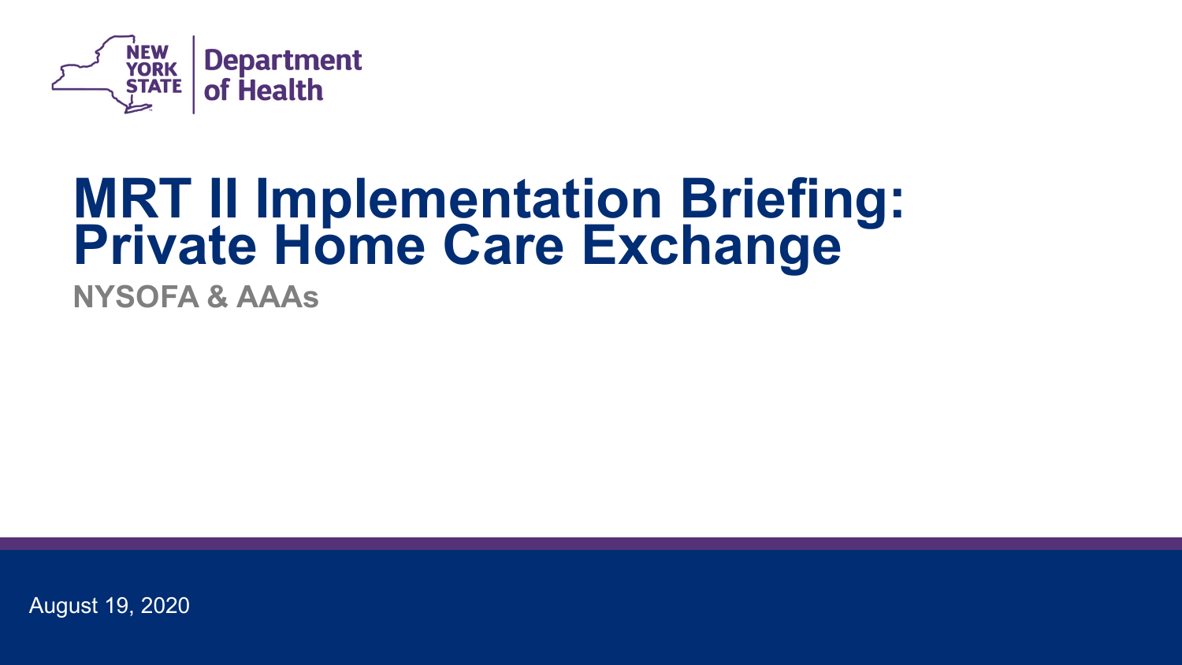New York State Department of Health

# MRT II Implementation Briefing: Private Home Care Exchange

## NYSOFA & AAAs

August 19, 2020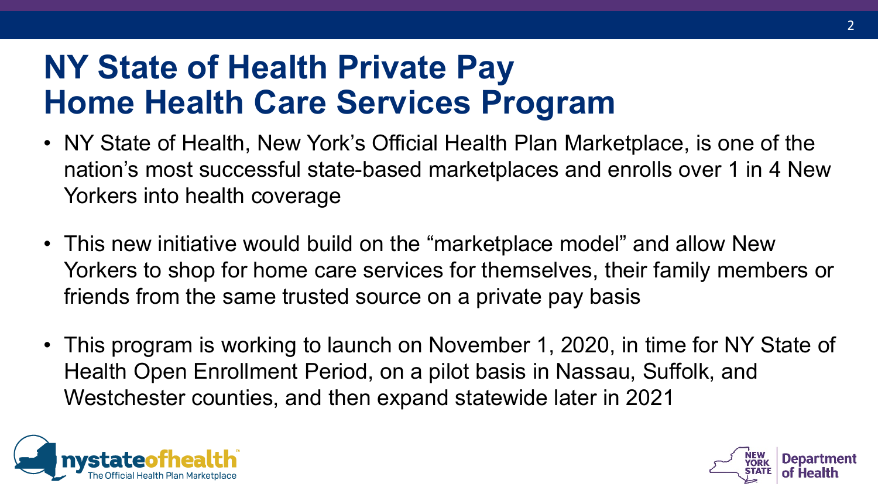# NY State of Health Private Pay Home Health Care Services Program

- NY State of Health, New York's Official Health Plan Marketplace, is one of the nation's most successful state-based marketplaces and enrolls over 1 in 4 New Yorkers into health coverage
- This new initiative would build on the "marketplace model" and allow New Yorkers to shop for home care services for themselves, their family members or friends from the same trusted source on a private pay basis
- This program is working to launch on November 1, 2020, in time for NY State of Health Open Enrollment Period, on a pilot basis in Nassau, Suffolk, and Westchester counties, and then expand statewide later in 2021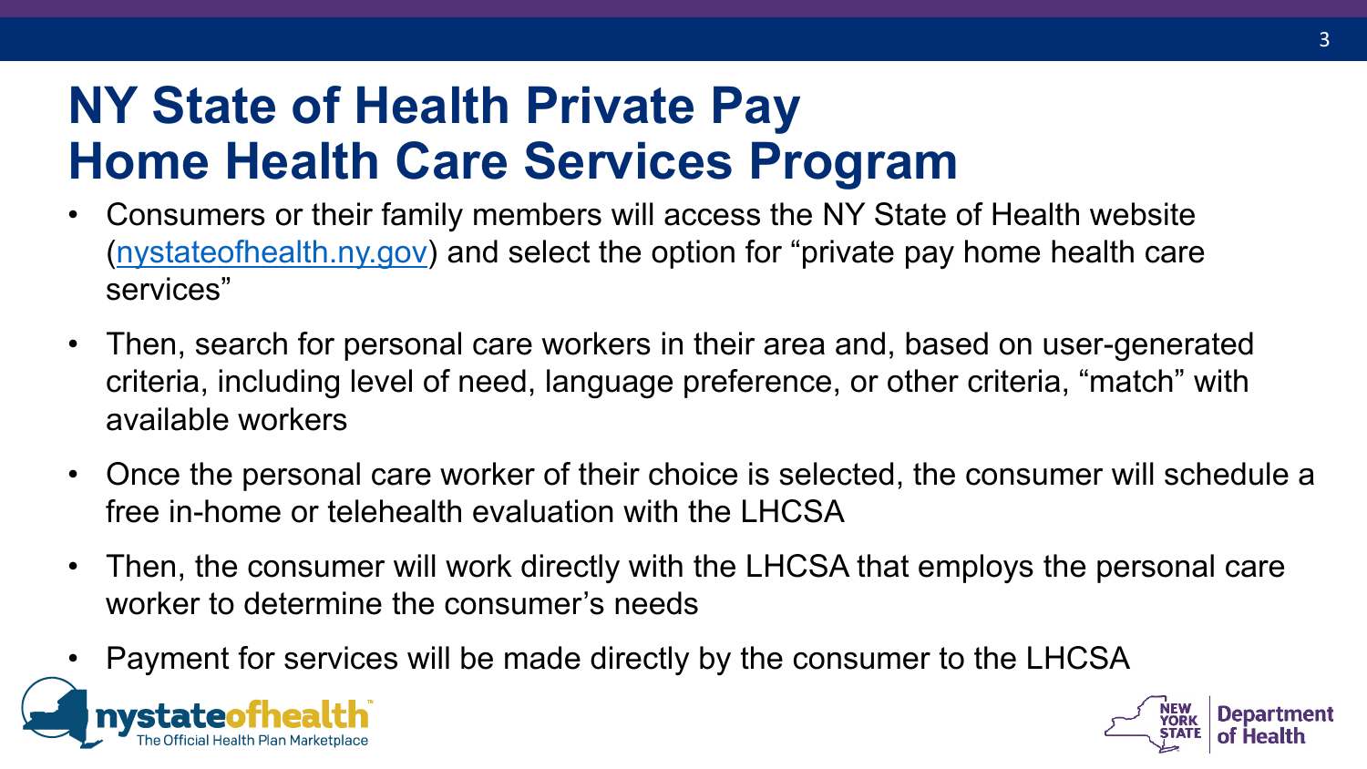# NY State of Health Private Pay Home Health Care Services Program

- Consumers or their family members will access the NY State of Health website (nystateofhealth.ny.gov) and select the option for "private pay home health care services"
- Then, search for personal care workers in their area and, based on user-generated criteria, including level of need, language preference, or other criteria, "match" with available workers
- Once the personal care worker of their choice is selected, the consumer will schedule a free in-home or telehealth evaluation with the LHCSA
- Then, the consumer will work directly with the LHCSA that employs the personal care worker to determine the consumer's needs
- Payment for services will be made directly by the consumer to the LHCSA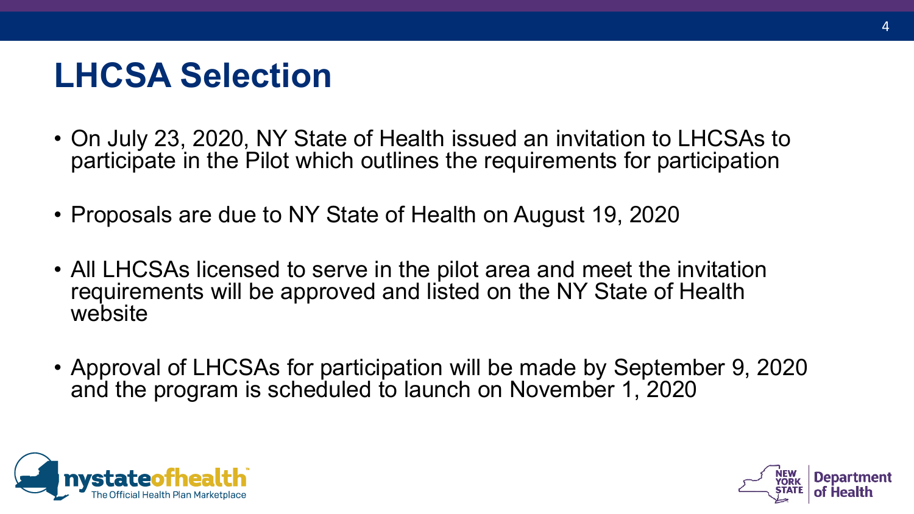# LHCSA Selection

- On July 23, 2020, NY State of Health issued an invitation to LHCSAs to participate in the Pilot which outlines the requirements for participation
- Proposals are due to NY State of Health on August 19, 2020
- All LHCSAs licensed to serve in the pilot area and meet the invitation requirements will be approved and listed on the NY State of Health website
- Approval of LHCSAs for participation will be made by September 9, 2020 and the program is scheduled to launch on November 1, 2020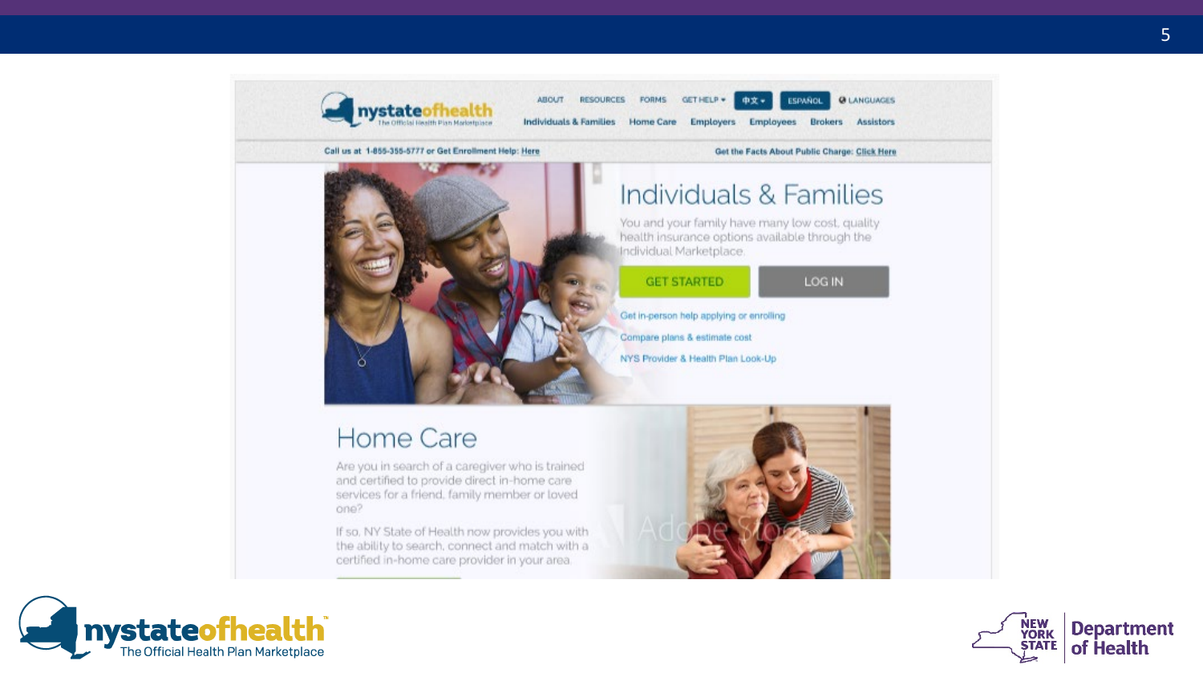ABOUT RESOURCES FORMS GET HELP 中文 ESPAÑOL LANGUAGES

Individuals & Families | Home Care | Employers | Employees | Brokers | Assistors

Call us at 1-855-355-5777 or Get Enrollment Help: Here

Get the Facts About Public Charge: Click Here

# Individuals & Families

You and your family have many low cost, quality health insurance options available through the Individual Marketplace.

GET STARTED

LOG IN

Get in-person help applying or enrolling

Compare plans & estimate cost

NYS Provider & Health Plan Look-Up

# Home Care

Are you in search of a caregiver who is trained and certified to provide direct in-home care services for a friend, family member or loved one?

If so, NY State of Health now provides you with the ability to search, connect and match with a certified in-home care provider in your area.